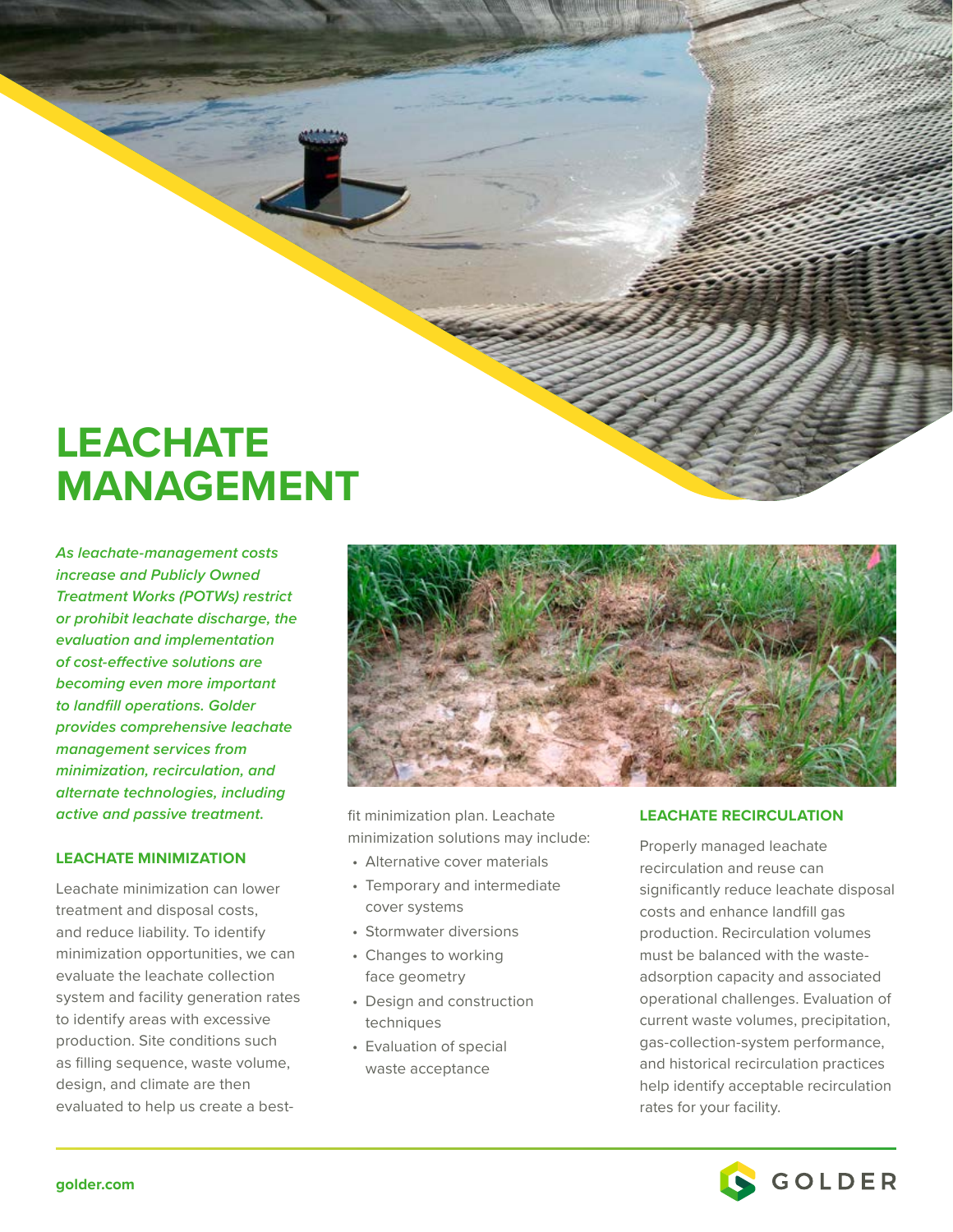# LEACHATE MANAGEMENT

***As leachate-management costs increase and Publicly Owned Treatment Works (POTWs) restrict or prohibit leachate discharge, the evaluation and implementation of cost-effective solutions are becoming even more important to landfill operations. Golder provides comprehensive leachate management services from minimization, recirculation, and alternate technologies, including active and passive treatment.***

## LEACHATE MINIMIZATION

Leachate minimization can lower treatment and disposal costs, and reduce liability. To identify minimization opportunities, we can evaluate the leachate collection system and facility generation rates to identify areas with excessive production. Site conditions such as filling sequence, waste volume, design, and climate are then evaluated to help us create a best-fit minimization plan. Leachate minimization solutions may include:

- Alternative cover materials
- Temporary and intermediate cover systems
- Stormwater diversions
- Changes to working face geometry
- Design and construction techniques
- Evaluation of special waste acceptance

## LEACHATE RECIRCULATION

Properly managed leachate recirculation and reuse can significantly reduce leachate disposal costs and enhance landfill gas production. Recirculation volumes must be balanced with the waste-adsorption capacity and associated operational challenges. Evaluation of current waste volumes, precipitation, gas-collection-system performance, and historical recirculation practices help identify acceptable recirculation rates for your facility.

golder.com

GOLDER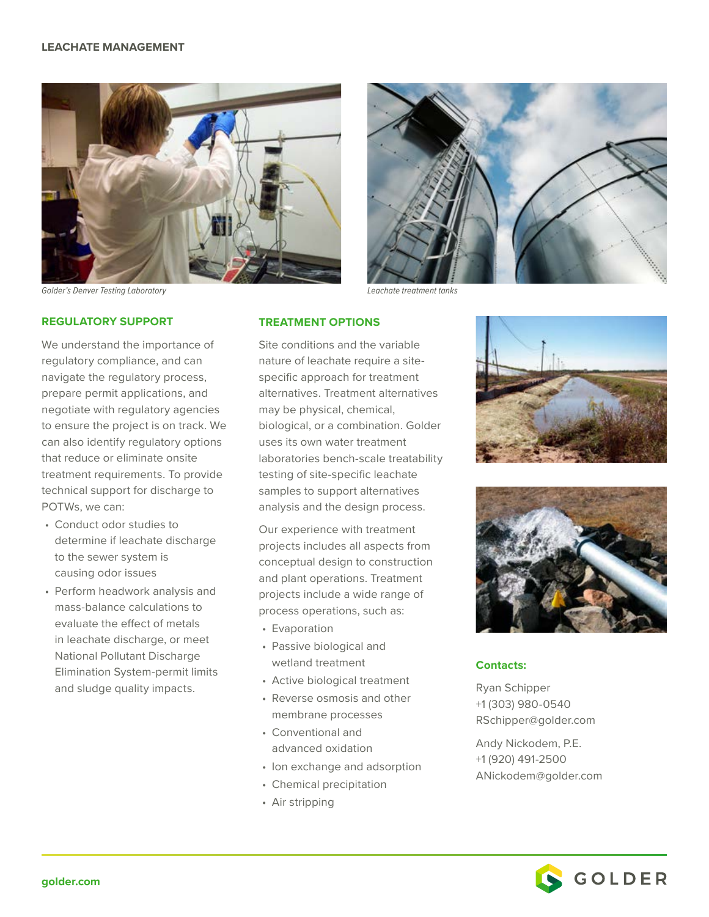## LEACHATE MANAGEMENT

*Golder's Denver Testing Laboratory*

*Leachate treatment tanks*

### REGULATORY SUPPORT

We understand the importance of regulatory compliance, and can navigate the regulatory process, prepare permit applications, and negotiate with regulatory agencies to ensure the project is on track. We can also identify regulatory options that reduce or eliminate onsite treatment requirements. To provide technical support for discharge to POTWs, we can:

- Conduct odor studies to determine if leachate discharge to the sewer system is causing odor issues
- Perform headwork analysis and mass-balance calculations to evaluate the effect of metals in leachate discharge, or meet National Pollutant Discharge Elimination System-permit limits and sludge quality impacts.

### TREATMENT OPTIONS

Site conditions and the variable nature of leachate require a site-specific approach for treatment alternatives. Treatment alternatives may be physical, chemical, biological, or a combination. Golder uses its own water treatment laboratories bench-scale treatability testing of site-specific leachate samples to support alternatives analysis and the design process.

Our experience with treatment projects includes all aspects from conceptual design to construction and plant operations. Treatment projects include a wide range of process operations, such as:

- Evaporation
- Passive biological and wetland treatment
- Active biological treatment
- Reverse osmosis and other membrane processes
- Conventional and advanced oxidation
- Ion exchange and adsorption
- Chemical precipitation
- Air stripping

**Contacts:**

Ryan Schipper
+1 (303) 980-0540
RSchipper@golder.com

Andy Nickodem, P.E.
+1 (920) 491-2500
ANickodem@golder.com

golder.com

GOLDER